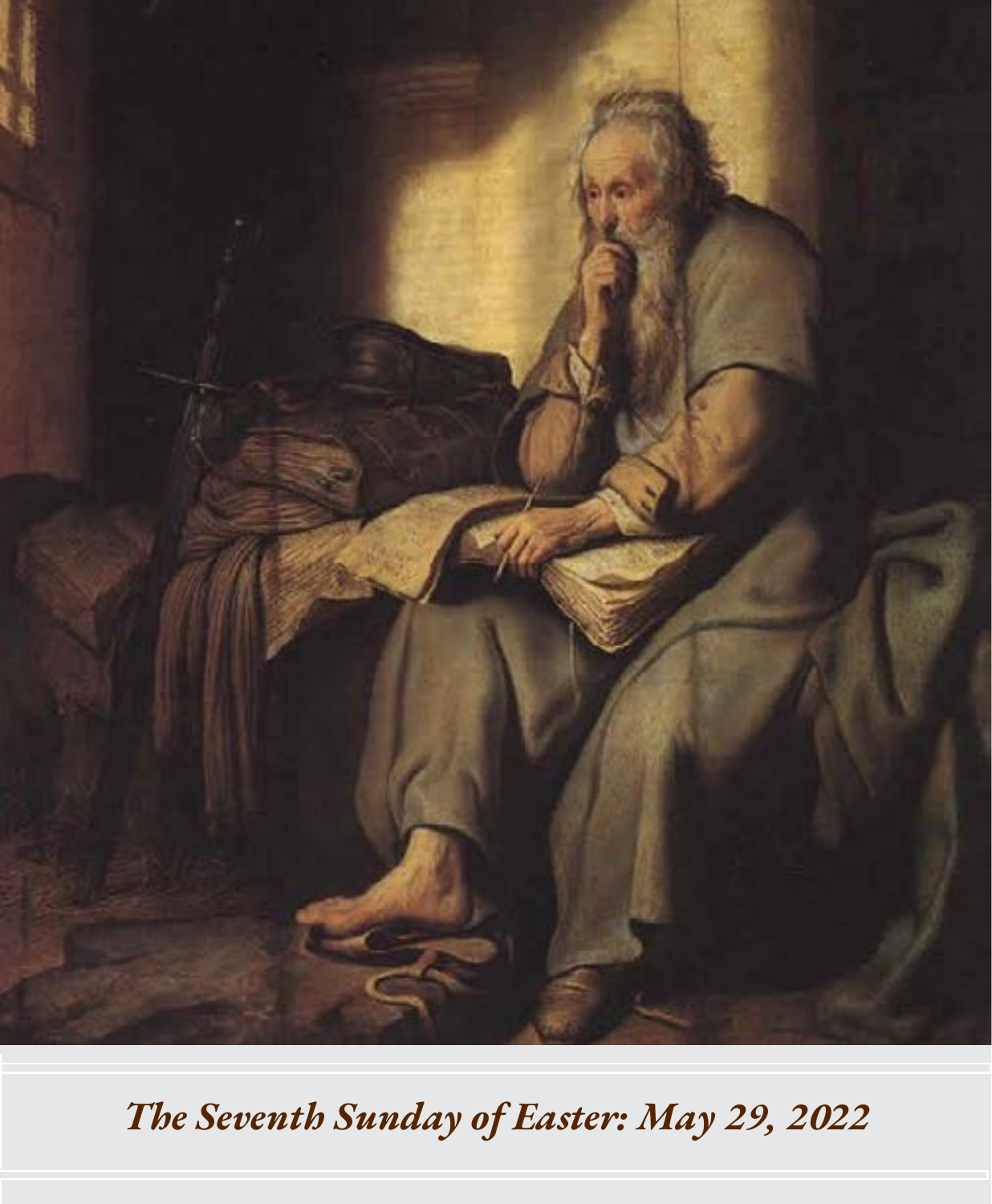*The Seventh Sunday of Easter: May 29, 2022*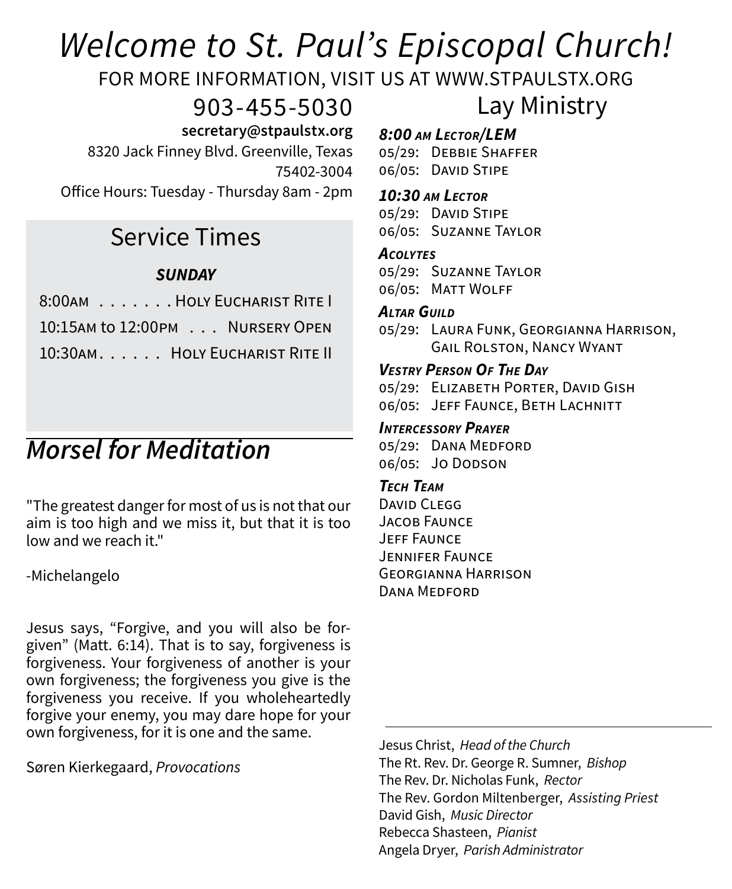# *Welcome to St. Paul's Episcopal Church!*

FOR MORE INFORMATION, VISIT US AT WWW.STPAULSTX.ORG

903-455-5030

**secretary@stpaulstx.org**

8320 Jack Finney Blvd. Greenville, Texas 75402-3004

Office Hours: Tuesday - Thursday 8am - 2pm

## Service Times

***SUNDAY***

8:00AM . . . . . . . Holy Eucharist Rite I

10:15AM to 12:00PM . . . Nursery Open

10:30AM. . . . . . Holy Eucharist Rite II

## *Morsel for Meditation*

"The greatest danger for most of us is not that our aim is too high and we miss it, but that it is too low and we reach it."

-Michelangelo

Jesus says, "Forgive, and you will also be forgiven" (Matt. 6:14). That is to say, forgiveness is forgiveness. Your forgiveness of another is your own forgiveness; the forgiveness you give is the forgiveness you receive. If you wholeheartedly forgive your enemy, you may dare hope for your own forgiveness, for it is one and the same.

Søren Kierkegaard, *Provocations*

## Lay Ministry

***8:00 am Lector/LEM***

05/29: Debbie Shaffer
06/05: David Stipe

***10:30 am Lector***

05/29: David Stipe
06/05: Suzanne Taylor

***Acolytes***

05/29: Suzanne Taylor
06/05: Matt Wolff

***Altar Guild***

05/29: Laura Funk, Georgianna Harrison, Gail Rolston, Nancy Wyant

***Vestry Person Of The Day***

05/29: Elizabeth Porter, David Gish
06/05: Jeff Faunce, Beth Lachnitt

***Intercessory Prayer***

05/29: Dana Medford
06/05: Jo Dodson

***Tech Team***

David Clegg
Jacob Faunce
Jeff Faunce
Jennifer Faunce
Georgianna Harrison
Dana Medford

---

Jesus Christ, *Head of the Church*
The Rt. Rev. Dr. George R. Sumner, *Bishop*
The Rev. Dr. Nicholas Funk, *Rector*
The Rev. Gordon Miltenberger, *Assisting Priest*
David Gish, *Music Director*
Rebecca Shasteen, *Pianist*
Angela Dryer, *Parish Administrator*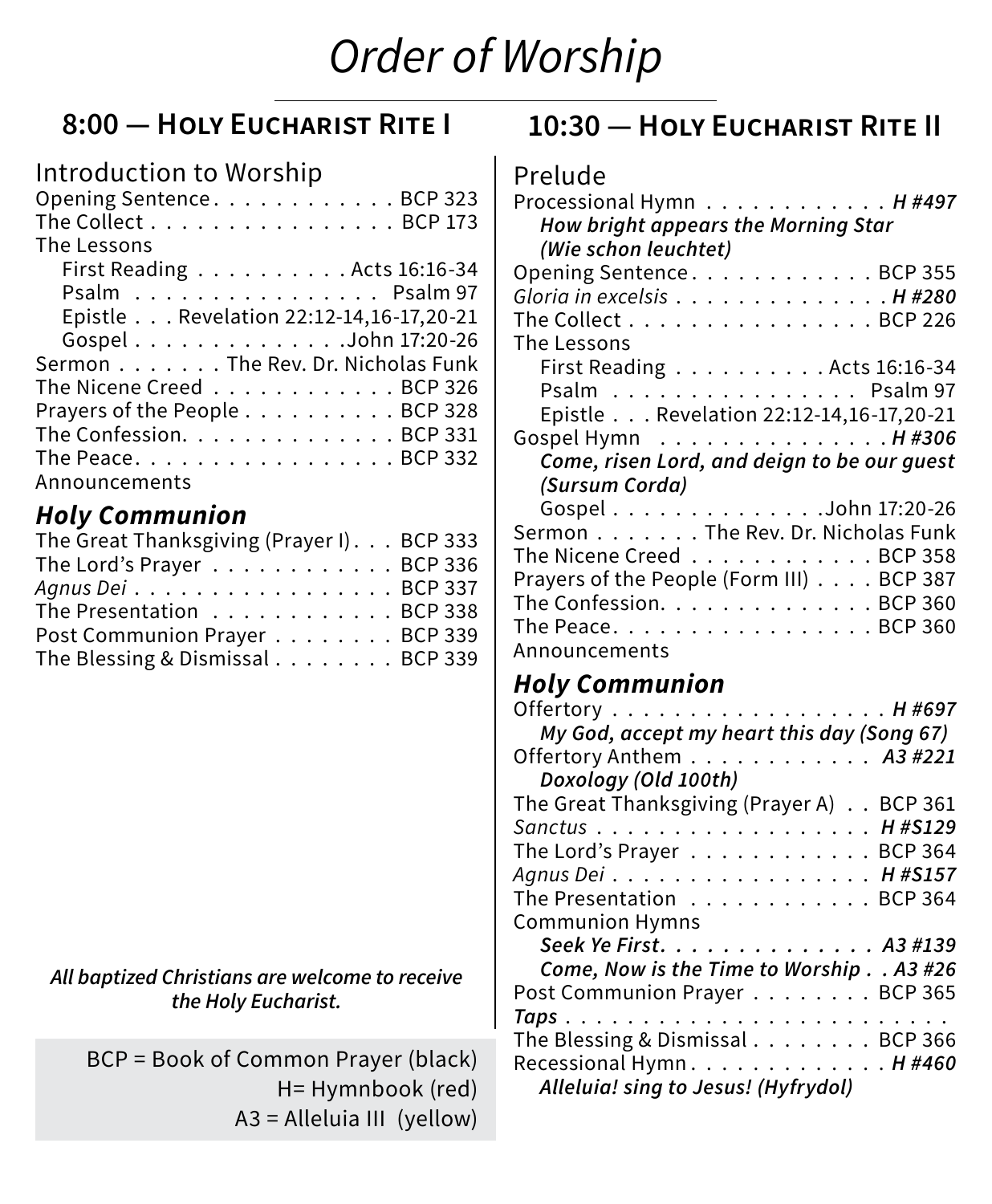# *Order of Worship*

## 8:00 — Holy Eucharist Rite I

Introduction to Worship

Opening Sentence . . . . . . . . . . . . BCP 323
The Collect . . . . . . . . . . . . . . . . BCP 173
The Lessons
  First Reading . . . . . . . . . . Acts 16:16-34
  Psalm . . . . . . . . . . . . . . . . Psalm 97
  Epistle . . . Revelation 22:12-14,16-17,20-21
  Gospel . . . . . . . . . . . . . John 17:20-26
Sermon . . . . . . . The Rev. Dr. Nicholas Funk
The Nicene Creed . . . . . . . . . . . . BCP 326
Prayers of the People . . . . . . . . . . BCP 328
The Confession. . . . . . . . . . . . . . BCP 331
The Peace. . . . . . . . . . . . . . . . . BCP 332
Announcements

### *Holy Communion*

The Great Thanksgiving (Prayer I) . . . BCP 333
The Lord's Prayer . . . . . . . . . . . . BCP 336
*Agnus Dei* . . . . . . . . . . . . . . . . BCP 337
The Presentation . . . . . . . . . . . . BCP 338
Post Communion Prayer . . . . . . . . BCP 339
The Blessing & Dismissal . . . . . . . . BCP 339

***All baptized Christians are welcome to receive the Holy Eucharist.***

BCP = Book of Common Prayer (black)
H= Hymnbook (red)
A3 = Alleluia III (yellow)

## 10:30 — Holy Eucharist Rite II

Prelude

Processional Hymn . . . . . . . . . . . . ***H #497***
  ***How bright appears the Morning Star (Wie schon leuchtet)***
Opening Sentence . . . . . . . . . . . . BCP 355
*Gloria in excelsis* . . . . . . . . . . . . . ***H #280***
The Collect . . . . . . . . . . . . . . . . BCP 226
The Lessons
  First Reading . . . . . . . . . . Acts 16:16-34
  Psalm . . . . . . . . . . . . . . . . Psalm 97
  Epistle . . . Revelation 22:12-14,16-17,20-21
Gospel Hymn . . . . . . . . . . . . . . ***H #306***
  ***Come, risen Lord, and deign to be our guest (Sursum Corda)***
  Gospel . . . . . . . . . . . . . John 17:20-26
Sermon . . . . . . . The Rev. Dr. Nicholas Funk
The Nicene Creed . . . . . . . . . . . . BCP 358
Prayers of the People (Form III) . . . . BCP 387
The Confession. . . . . . . . . . . . . . BCP 360
The Peace. . . . . . . . . . . . . . . . . BCP 360
Announcements

### *Holy Communion*

Offertory . . . . . . . . . . . . . . . . . ***H #697***
  ***My God, accept my heart this day (Song 67)***
Offertory Anthem . . . . . . . . . . . . ***A3 #221***
  ***Doxology (Old 100th)***
The Great Thanksgiving (Prayer A) . . BCP 361
*Sanctus* . . . . . . . . . . . . . . . . . ***H #S129***
The Lord's Prayer . . . . . . . . . . . . BCP 364
*Agnus Dei* . . . . . . . . . . . . . . . . ***H #S157***
The Presentation . . . . . . . . . . . . BCP 364
Communion Hymns
  ***Seek Ye First*** . . . . . . . . . . . . . ***A3 #139***
  ***Come, Now is the Time to Worship*** . . ***A3 #26***
Post Communion Prayer . . . . . . . . BCP 365
***Taps*** . . . . . . . . . . . . . . . . . . . . . . . .
The Blessing & Dismissal . . . . . . . . BCP 366
Recessional Hymn. . . . . . . . . . . . . ***H #460***
  ***Alleluia! sing to Jesus! (Hyfrydol)***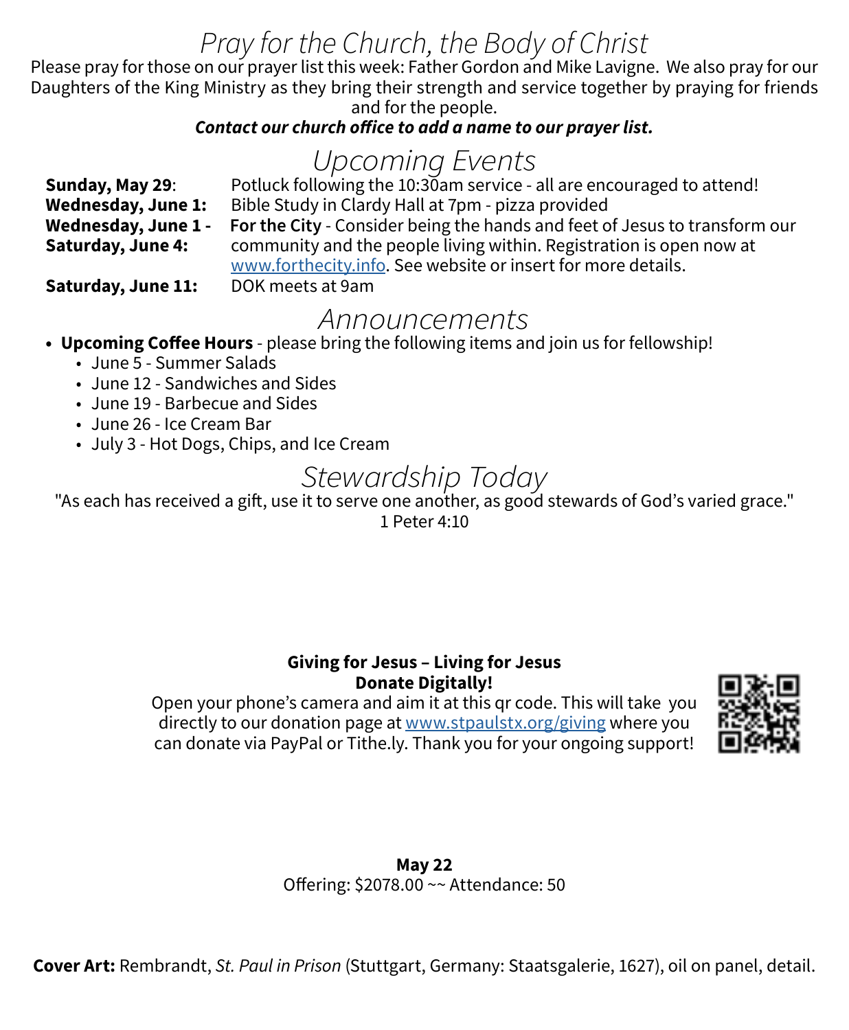# *Pray for the Church, the Body of Christ*

Please pray for those on our prayer list this week: Father Gordon and Mike Lavigne. We also pray for our Daughters of the King Ministry as they bring their strength and service together by praying for friends and for the people.

***Contact our church office to add a name to our prayer list.***

# *Upcoming Events*

**Sunday, May 29**: Potluck following the 10:30am service - all are encouraged to attend!

**Wednesday, June 1:** Bible Study in Clardy Hall at 7pm - pizza provided

**Wednesday, June 1 - Saturday, June 4:** **For the City** - Consider being the hands and feet of Jesus to transform our community and the people living within. Registration is open now at www.forthecity.info. See website or insert for more details.

**Saturday, June 11:** DOK meets at 9am

# *Announcements*

- **Upcoming Coffee Hours** - please bring the following items and join us for fellowship!
  - June 5 - Summer Salads
  - June 12 - Sandwiches and Sides
  - June 19 - Barbecue and Sides
  - June 26 - Ice Cream Bar
  - July 3 - Hot Dogs, Chips, and Ice Cream

# *Stewardship Today*

"As each has received a gift, use it to serve one another, as good stewards of God's varied grace."
1 Peter 4:10

**Giving for Jesus – Living for Jesus**
**Donate Digitally!**

Open your phone's camera and aim it at this qr code. This will take you directly to our donation page at www.stpaulstx.org/giving where you can donate via PayPal or Tithe.ly. Thank you for your ongoing support!

**May 22**
Offering: $2078.00 ~~ Attendance: 50

**Cover Art:** Rembrandt, *St. Paul in Prison* (Stuttgart, Germany: Staatsgalerie, 1627), oil on panel, detail.